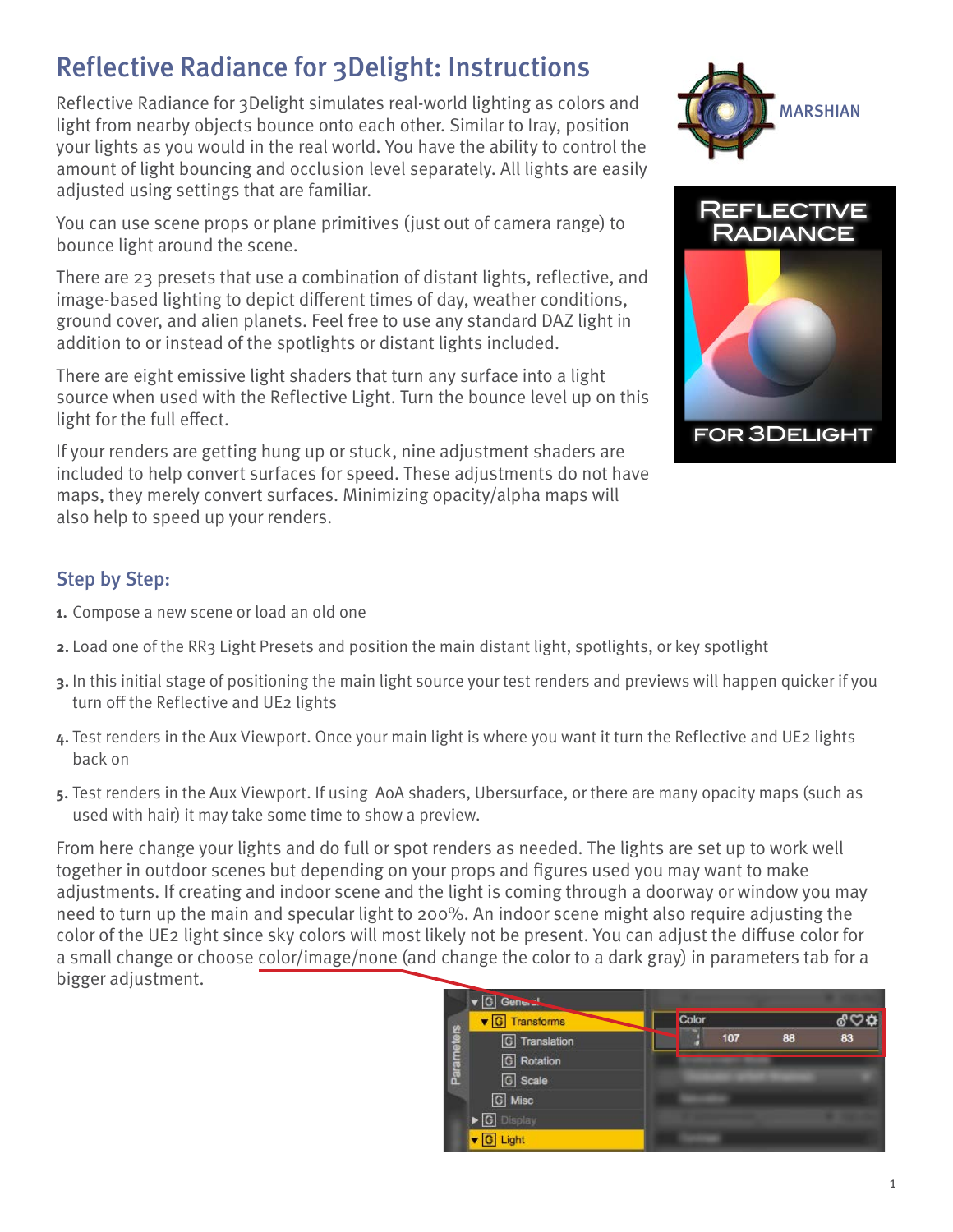# Reflective Radiance for 3Delight: Instructions

Reflective Radiance for 3Delight simulates real-world lighting as colors and light from nearby objects bounce onto each other. Similar to Iray, position your lights as you would in the real world. You have the ability to control the amount of light bouncing and occlusion level separately. All lights are easily adjusted using settings that are familiar.

You can use scene props or plane primitives (just out of camera range) to bounce light around the scene.

There are 23 presets that use a combination of distant lights, reflective, and image-based lighting to depict different times of day, weather conditions, ground cover, and alien planets. Feel free to use any standard DAZ light in addition to or instead of the spotlights or distant lights included.

There are eight emissive light shaders that turn any surface into a light source when used with the Reflective Light. Turn the bounce level up on this light for the full effect.

If your renders are getting hung up or stuck, nine adjustment shaders are included to help convert surfaces for speed. These adjustments do not have maps, they merely convert surfaces. Minimizing opacity/alpha maps will also help to speed up your renders.

## Step by Step:

1. Compose a new scene or load an old one
2. Load one of the RR3 Light Presets and position the main distant light, spotlights, or key spotlight
3. In this initial stage of positioning the main light source your test renders and previews will happen quicker if you turn off the Reflective and UE2 lights
4. Test renders in the Aux Viewport. Once your main light is where you want it turn the Reflective and UE2 lights back on
5. Test renders in the Aux Viewport. If using AoA shaders, Ubersurface, or there are many opacity maps (such as used with hair) it may take some time to show a preview.

From here change your lights and do full or spot renders as needed. The lights are set up to work well together in outdoor scenes but depending on your props and figures used you may want to make adjustments. If creating and indoor scene and the light is coming through a doorway or window you may need to turn up the main and specular light to 200%. An indoor scene might also require adjusting the color of the UE2 light since sky colors will most likely not be present. You can adjust the diffuse color for a small change or choose color/image/none (and change the color to a dark gray) in parameters tab for a bigger adjustment.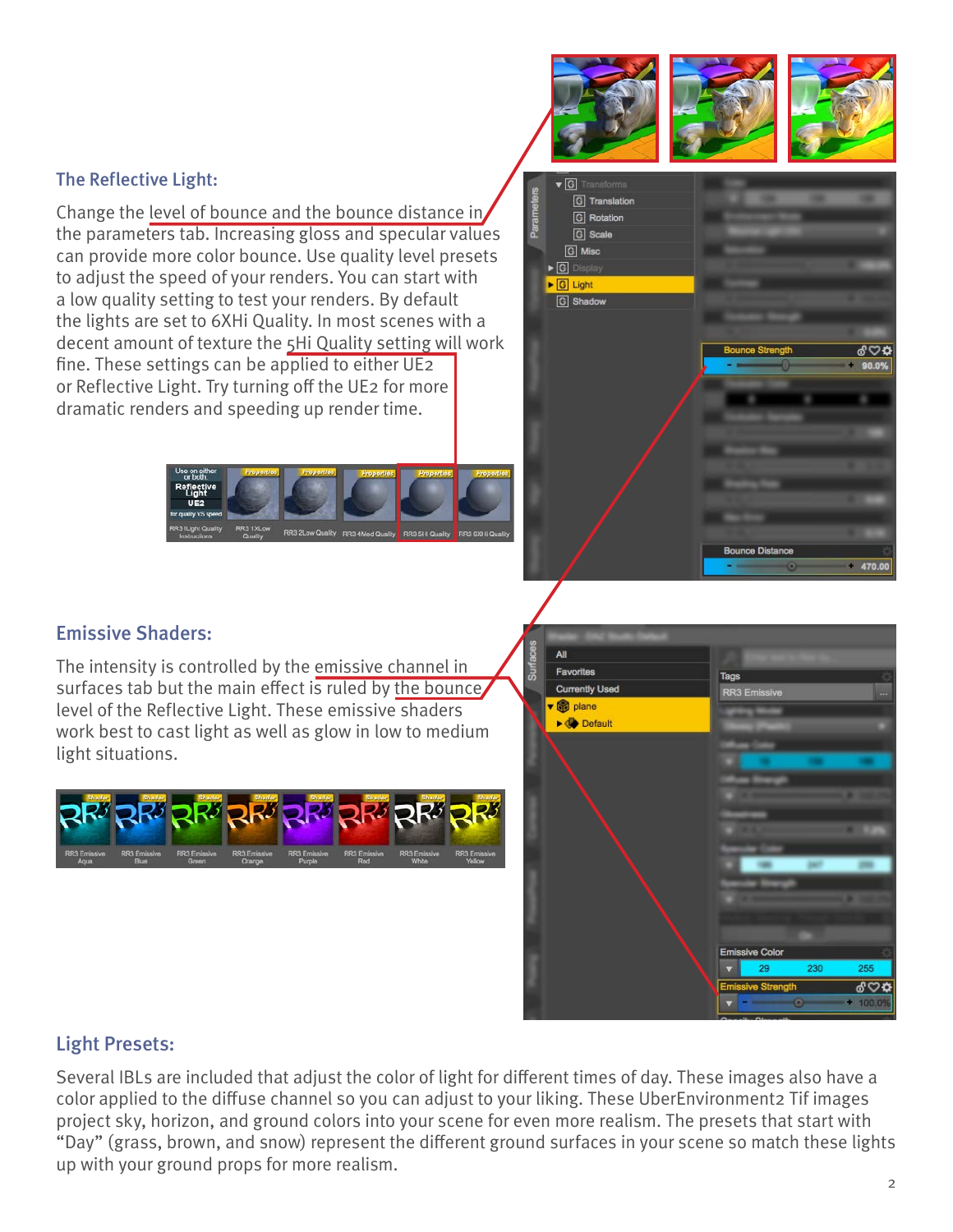## The Reflective Light:

Change the level of bounce and the bounce distance in the parameters tab. Increasing gloss and specular values can provide more color bounce. Use quality level presets to adjust the speed of your renders. You can start with a low quality setting to test your renders. By default the lights are set to 6XHi Quality. In most scenes with a decent amount of texture the 5Hi Quality setting will work fine. These settings can be applied to either UE2 or Reflective Light. Try turning off the UE2 for more dramatic renders and speeding up render time.

## Emissive Shaders:

The intensity is controlled by the emissive channel in surfaces tab but the main effect is ruled by the bounce level of the Reflective Light. These emissive shaders work best to cast light as well as glow in low to medium light situations.

## Light Presets:

Several IBLs are included that adjust the color of light for different times of day. These images also have a color applied to the diffuse channel so you can adjust to your liking. These UberEnvironment2 Tif images project sky, horizon, and ground colors into your scene for even more realism. The presets that start with "Day" (grass, brown, and snow) represent the different ground surfaces in your scene so match these lights up with your ground props for more realism.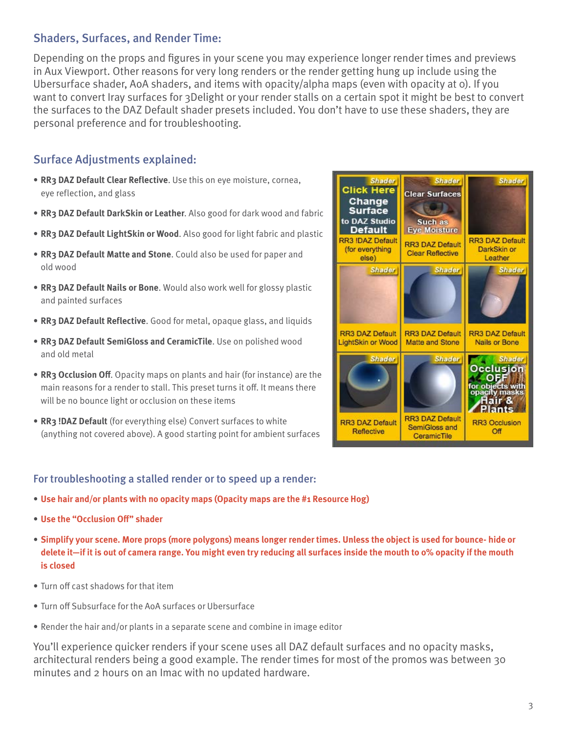## Shaders, Surfaces, and Render Time:

Depending on the props and figures in your scene you may experience longer render times and previews in Aux Viewport. Other reasons for very long renders or the render getting hung up include using the Ubersurface shader, AoA shaders, and items with opacity/alpha maps (even with opacity at 0). If you want to convert Iray surfaces for 3Delight or your render stalls on a certain spot it might be best to convert the surfaces to the DAZ Default shader presets included. You don't have to use these shaders, they are personal preference and for troubleshooting.

## Surface Adjustments explained:

- **RR3 DAZ Default Clear Reflective**. Use this on eye moisture, cornea, eye reflection, and glass
- **RR3 DAZ Default DarkSkin or Leather**. Also good for dark wood and fabric
- **RR3 DAZ Default LightSkin or Wood**. Also good for light fabric and plastic
- **RR3 DAZ Default Matte and Stone**. Could also be used for paper and old wood
- **RR3 DAZ Default Nails or Bone**. Would also work well for glossy plastic and painted surfaces
- **RR3 DAZ Default Reflective**. Good for metal, opaque glass, and liquids
- **RR3 DAZ Default SemiGloss and CeramicTile**. Use on polished wood and old metal
- **RR3 Occlusion Off**. Opacity maps on plants and hair (for instance) are the main reasons for a render to stall. This preset turns it off. It means there will be no bounce light or occlusion on these items
- **RR3 !DAZ Default** (for everything else) Convert surfaces to white (anything not covered above). A good starting point for ambient surfaces

## For troubleshooting a stalled render or to speed up a render:

- **Use hair and/or plants with no opacity maps (Opacity maps are the #1 Resource Hog)**
- **Use the "Occlusion Off" shader**
- **Simplify your scene. More props (more polygons) means longer render times. Unless the object is used for bounce- hide or delete it—if it is out of camera range. You might even try reducing all surfaces inside the mouth to 0% opacity if the mouth is closed**
- Turn off cast shadows for that item
- Turn off Subsurface for the AoA surfaces or Ubersurface
- Render the hair and/or plants in a separate scene and combine in image editor

You'll experience quicker renders if your scene uses all DAZ default surfaces and no opacity masks, architectural renders being a good example. The render times for most of the promos was between 30 minutes and 2 hours on an Imac with no updated hardware.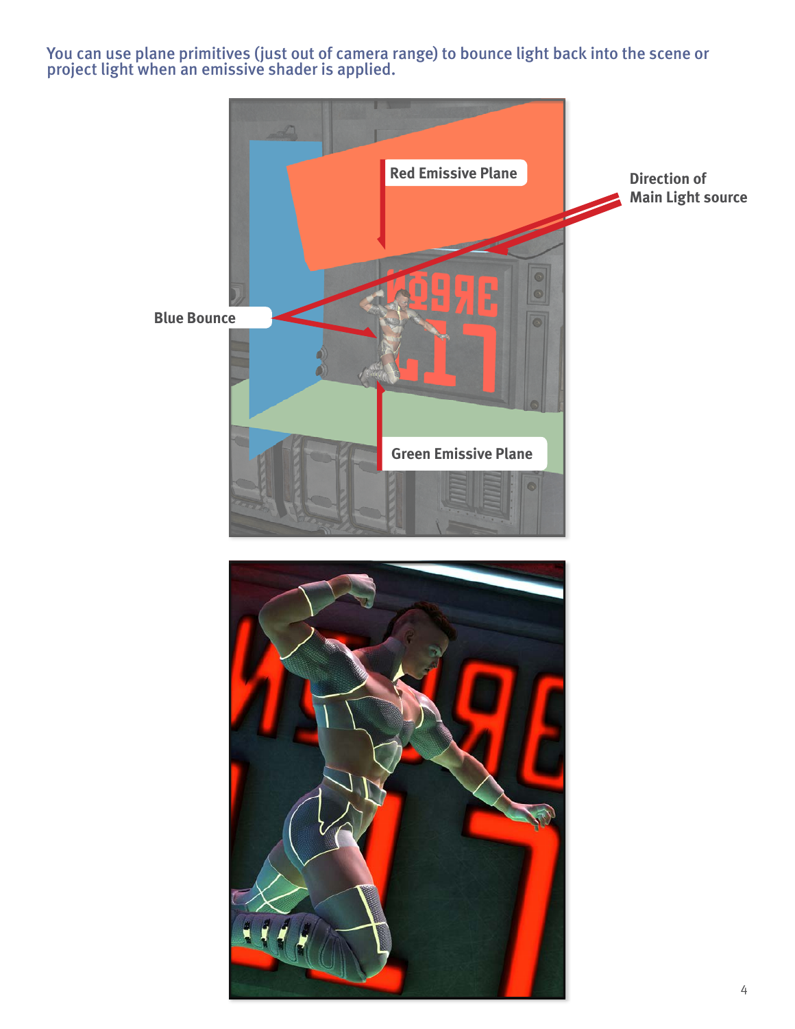You can use plane primitives (just out of camera range) to bounce light back into the scene or project light when an emissive shader is applied.

Red Emissive Plane

Direction of Main Light source

Blue Bounce

Green Emissive Plane